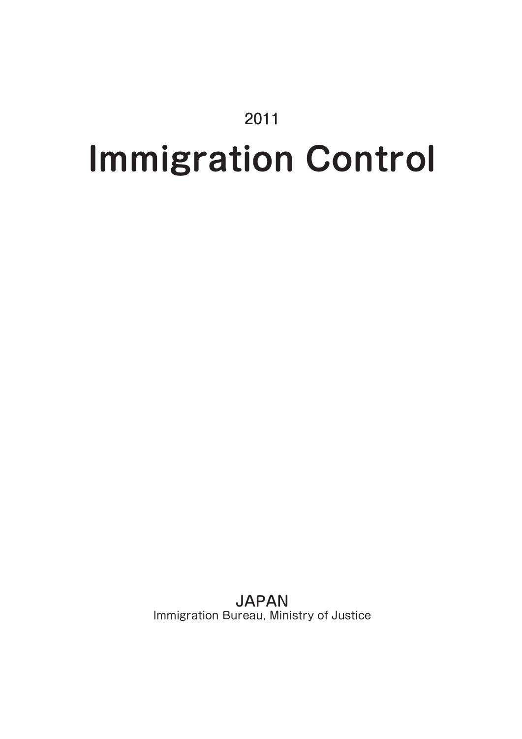2011

# Immigration Control

JAPAN

Immigration Bureau, Ministry of Justice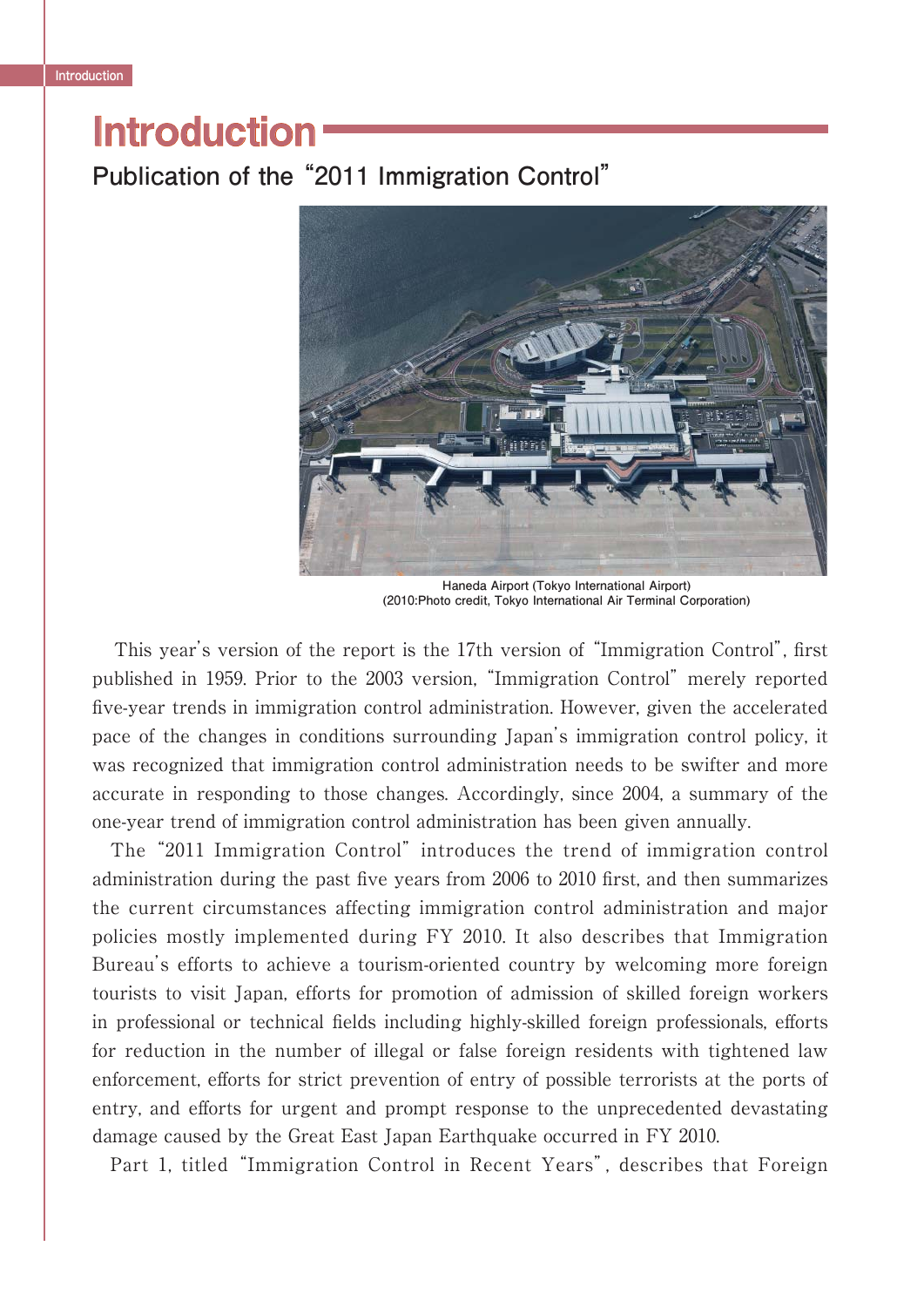# Introduction

## Publication of the "2011 Immigration Control"

Haneda Airport (Tokyo International Airport)
(2010:Photo credit, Tokyo International Air Terminal Corporation)

This year's version of the report is the 17th version of "Immigration Control", first published in 1959. Prior to the 2003 version, "Immigration Control" merely reported five-year trends in immigration control administration. However, given the accelerated pace of the changes in conditions surrounding Japan's immigration control policy, it was recognized that immigration control administration needs to be swifter and more accurate in responding to those changes. Accordingly, since 2004, a summary of the one-year trend of immigration control administration has been given annually.

The "2011 Immigration Control" introduces the trend of immigration control administration during the past five years from 2006 to 2010 first, and then summarizes the current circumstances affecting immigration control administration and major policies mostly implemented during FY 2010. It also describes that Immigration Bureau's efforts to achieve a tourism-oriented country by welcoming more foreign tourists to visit Japan, efforts for promotion of admission of skilled foreign workers in professional or technical fields including highly-skilled foreign professionals, efforts for reduction in the number of illegal or false foreign residents with tightened law enforcement, efforts for strict prevention of entry of possible terrorists at the ports of entry, and efforts for urgent and prompt response to the unprecedented devastating damage caused by the Great East Japan Earthquake occurred in FY 2010.

Part 1, titled "Immigration Control in Recent Years", describes that Foreign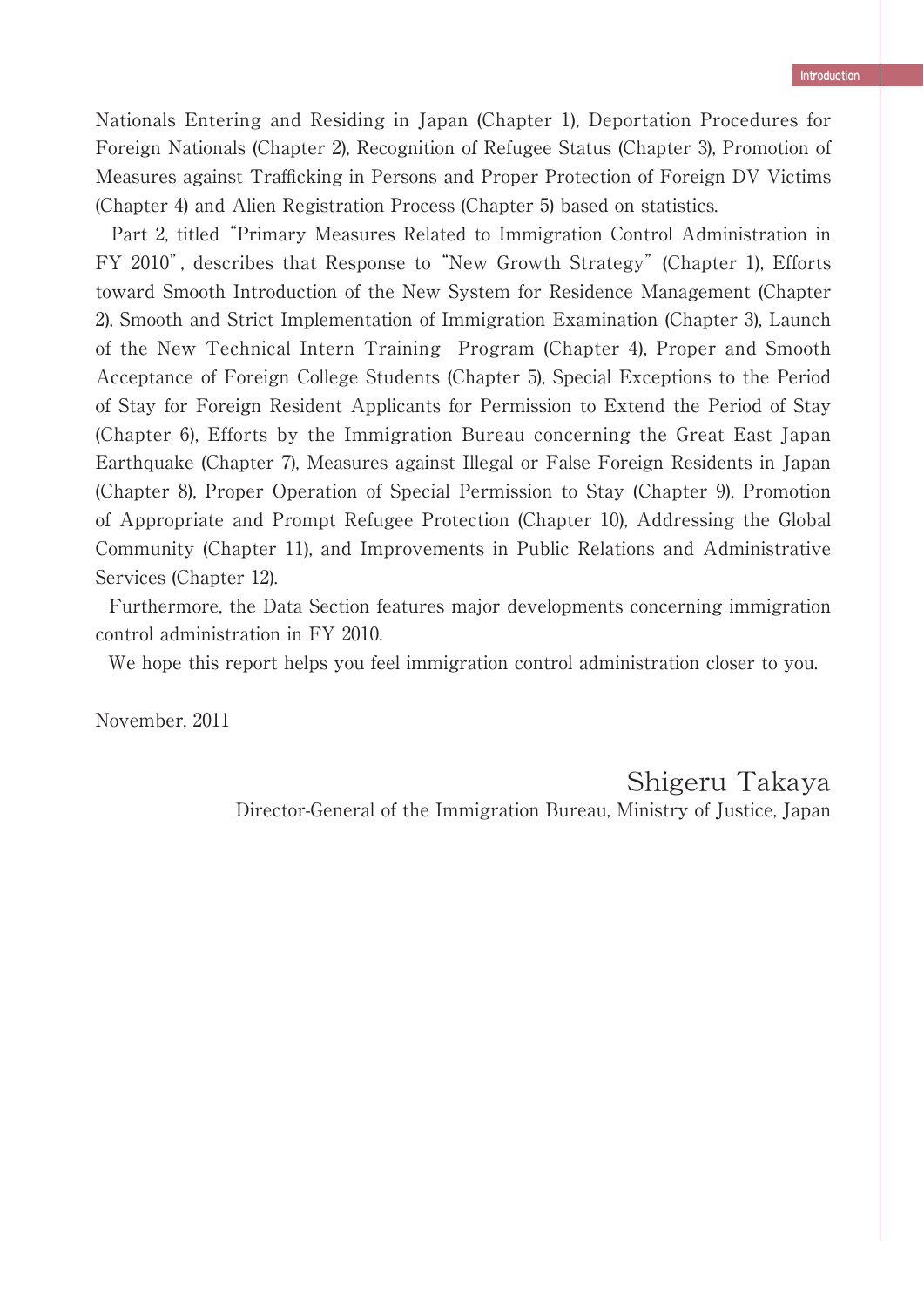Nationals Entering and Residing in Japan (Chapter 1), Deportation Procedures for Foreign Nationals (Chapter 2), Recognition of Refugee Status (Chapter 3), Promotion of Measures against Trafficking in Persons and Proper Protection of Foreign DV Victims (Chapter 4) and Alien Registration Process (Chapter 5) based on statistics.

Part 2, titled "Primary Measures Related to Immigration Control Administration in FY 2010", describes that Response to "New Growth Strategy" (Chapter 1), Efforts toward Smooth Introduction of the New System for Residence Management (Chapter 2), Smooth and Strict Implementation of Immigration Examination (Chapter 3), Launch of the New Technical Intern Training Program (Chapter 4), Proper and Smooth Acceptance of Foreign College Students (Chapter 5), Special Exceptions to the Period of Stay for Foreign Resident Applicants for Permission to Extend the Period of Stay (Chapter 6), Efforts by the Immigration Bureau concerning the Great East Japan Earthquake (Chapter 7), Measures against Illegal or False Foreign Residents in Japan (Chapter 8), Proper Operation of Special Permission to Stay (Chapter 9), Promotion of Appropriate and Prompt Refugee Protection (Chapter 10), Addressing the Global Community (Chapter 11), and Improvements in Public Relations and Administrative Services (Chapter 12).

Furthermore, the Data Section features major developments concerning immigration control administration in FY 2010.

We hope this report helps you feel immigration control administration closer to you.

November, 2011

Shigeru Takaya
Director-General of the Immigration Bureau, Ministry of Justice, Japan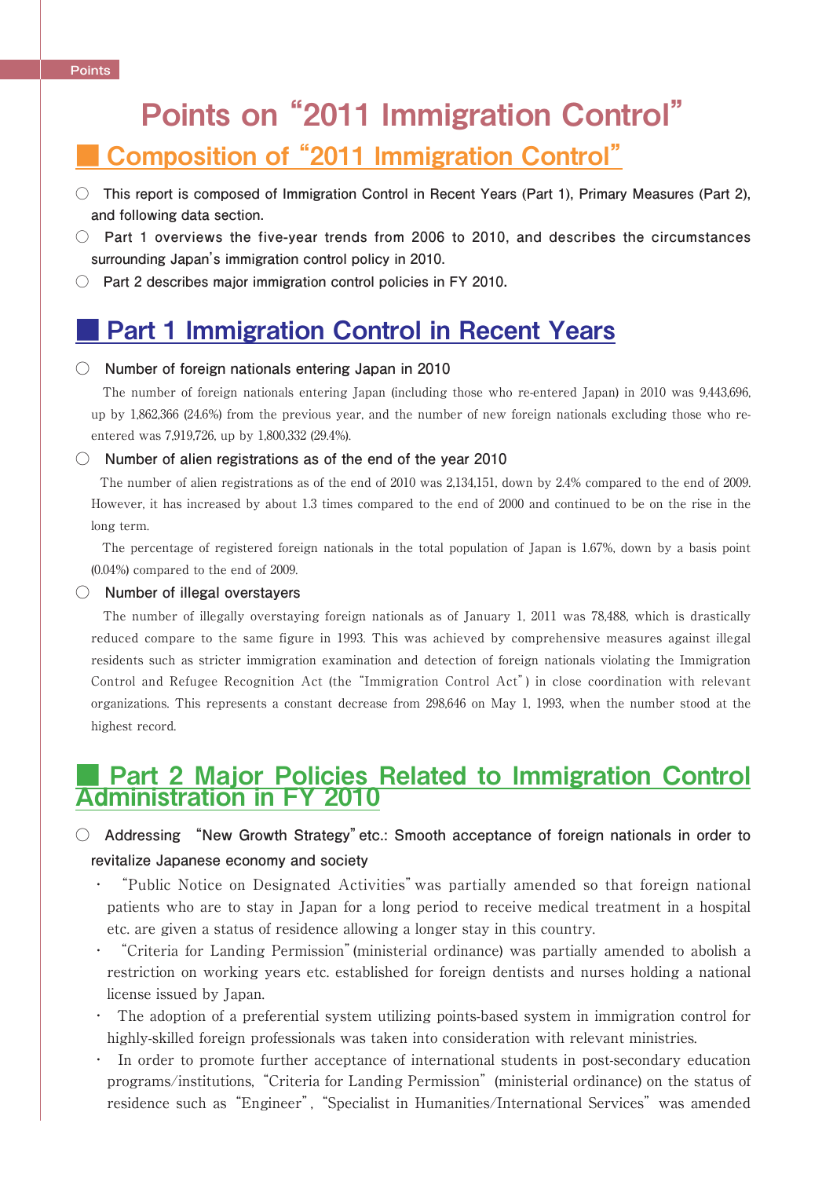# Points on "2011 Immigration Control"

## Composition of "2011 Immigration Control"

- This report is composed of Immigration Control in Recent Years (Part 1), Primary Measures (Part 2), and following data section.
- Part 1 overviews the five-year trends from 2006 to 2010, and describes the circumstances surrounding Japan's immigration control policy in 2010.
- Part 2 describes major immigration control policies in FY 2010.

## Part 1 Immigration Control in Recent Years

- **Number of foreign nationals entering Japan in 2010**

  The number of foreign nationals entering Japan (including those who re-entered Japan) in 2010 was 9,443,696, up by 1,862,366 (24.6%) from the previous year, and the number of new foreign nationals excluding those who re-entered was 7,919,726, up by 1,800,332 (29.4%).

- **Number of alien registrations as of the end of the year 2010**

  The number of alien registrations as of the end of 2010 was 2,134,151, down by 2.4% compared to the end of 2009. However, it has increased by about 1.3 times compared to the end of 2000 and continued to be on the rise in the long term.

  The percentage of registered foreign nationals in the total population of Japan is 1.67%, down by a basis point (0.04%) compared to the end of 2009.

- **Number of illegal overstayers**

  The number of illegally overstaying foreign nationals as of January 1, 2011 was 78,488, which is drastically reduced compare to the same figure in 1993. This was achieved by comprehensive measures against illegal residents such as stricter immigration examination and detection of foreign nationals violating the Immigration Control and Refugee Recognition Act (the "Immigration Control Act") in close coordination with relevant organizations. This represents a constant decrease from 298,646 on May 1, 1993, when the number stood at the highest record.

## Part 2 Major Policies Related to Immigration Control Administration in FY 2010

- **Addressing "New Growth Strategy" etc.: Smooth acceptance of foreign nationals in order to revitalize Japanese economy and society**
  - "Public Notice on Designated Activities" was partially amended so that foreign national patients who are to stay in Japan for a long period to receive medical treatment in a hospital etc. are given a status of residence allowing a longer stay in this country.
  - "Criteria for Landing Permission" (ministerial ordinance) was partially amended to abolish a restriction on working years etc. established for foreign dentists and nurses holding a national license issued by Japan.
  - The adoption of a preferential system utilizing points-based system in immigration control for highly-skilled foreign professionals was taken into consideration with relevant ministries.
  - In order to promote further acceptance of international students in post-secondary education programs/institutions, "Criteria for Landing Permission" (ministerial ordinance) on the status of residence such as "Engineer", "Specialist in Humanities/International Services" was amended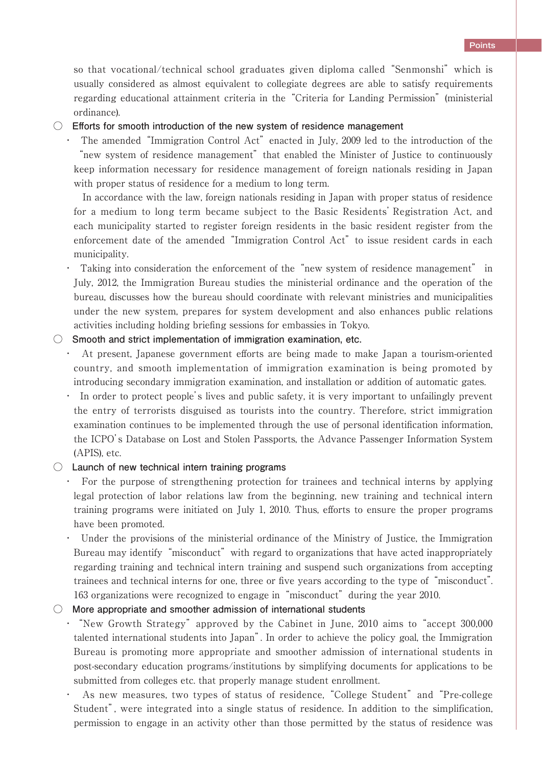so that vocational/technical school graduates given diploma called "Senmonshi" which is usually considered as almost equivalent to collegiate degrees are able to satisfy requirements regarding educational attainment criteria in the "Criteria for Landing Permission" (ministerial ordinance).

○ **Efforts for smooth introduction of the new system of residence management**

- The amended "Immigration Control Act" enacted in July, 2009 led to the introduction of the "new system of residence management" that enabled the Minister of Justice to continuously keep information necessary for residence management of foreign nationals residing in Japan with proper status of residence for a medium to long term.

  In accordance with the law, foreign nationals residing in Japan with proper status of residence for a medium to long term became subject to the Basic Residents' Registration Act, and each municipality started to register foreign residents in the basic resident register from the enforcement date of the amended "Immigration Control Act" to issue resident cards in each municipality.

- Taking into consideration the enforcement of the "new system of residence management" in July, 2012, the Immigration Bureau studies the ministerial ordinance and the operation of the bureau, discusses how the bureau should coordinate with relevant ministries and municipalities under the new system, prepares for system development and also enhances public relations activities including holding briefing sessions for embassies in Tokyo.

○ **Smooth and strict implementation of immigration examination, etc.**

- At present, Japanese government efforts are being made to make Japan a tourism-oriented country, and smooth implementation of immigration examination is being promoted by introducing secondary immigration examination, and installation or addition of automatic gates.
- In order to protect people's lives and public safety, it is very important to unfailingly prevent the entry of terrorists disguised as tourists into the country. Therefore, strict immigration examination continues to be implemented through the use of personal identification information, the ICPO's Database on Lost and Stolen Passports, the Advance Passenger Information System (APIS), etc.

○ **Launch of new technical intern training programs**

- For the purpose of strengthening protection for trainees and technical interns by applying legal protection of labor relations law from the beginning, new training and technical intern training programs were initiated on July 1, 2010. Thus, efforts to ensure the proper programs have been promoted.
- Under the provisions of the ministerial ordinance of the Ministry of Justice, the Immigration Bureau may identify "misconduct" with regard to organizations that have acted inappropriately regarding training and technical intern training and suspend such organizations from accepting trainees and technical interns for one, three or five years according to the type of "misconduct". 163 organizations were recognized to engage in "misconduct" during the year 2010.

○ **More appropriate and smoother admission of international students**

- "New Growth Strategy" approved by the Cabinet in June, 2010 aims to "accept 300,000 talented international students into Japan". In order to achieve the policy goal, the Immigration Bureau is promoting more appropriate and smoother admission of international students in post-secondary education programs/institutions by simplifying documents for applications to be submitted from colleges etc. that properly manage student enrollment.
- As new measures, two types of status of residence, "College Student" and "Pre-college Student", were integrated into a single status of residence. In addition to the simplification, permission to engage in an activity other than those permitted by the status of residence was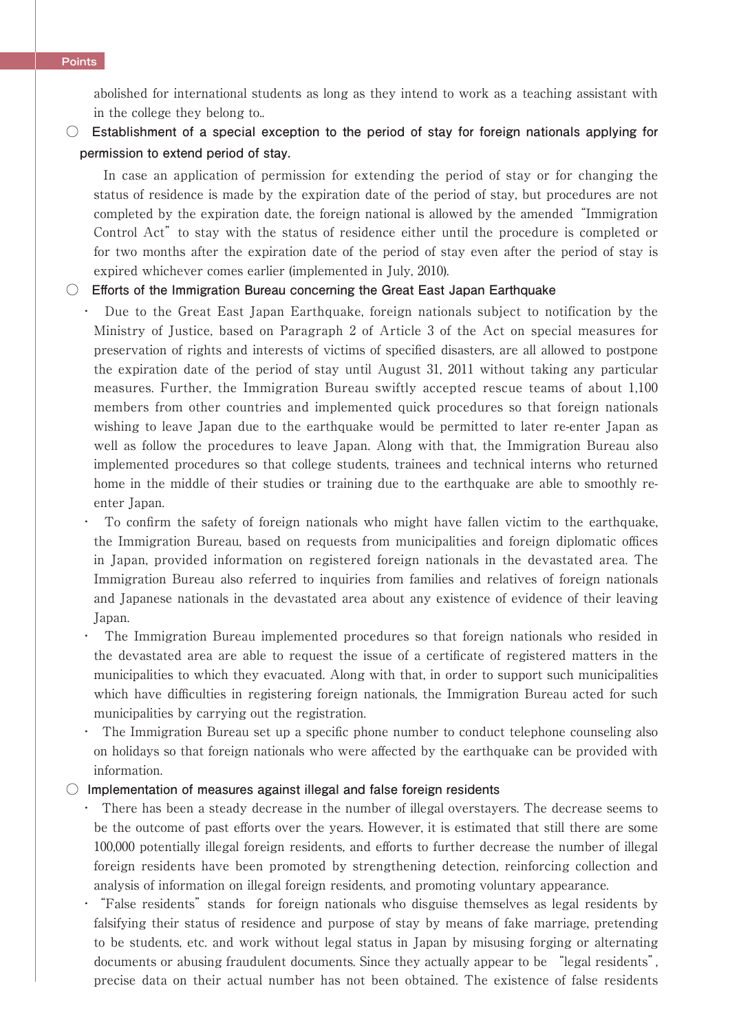abolished for international students as long as they intend to work as a teaching assistant with in the college they belong to..

○ **Establishment of a special exception to the period of stay for foreign nationals applying for permission to extend period of stay.**

In case an application of permission for extending the period of stay or for changing the status of residence is made by the expiration date of the period of stay, but procedures are not completed by the expiration date, the foreign national is allowed by the amended "Immigration Control Act" to stay with the status of residence either until the procedure is completed or for two months after the expiration date of the period of stay even after the period of stay is expired whichever comes earlier (implemented in July, 2010).

○ **Efforts of the Immigration Bureau concerning the Great East Japan Earthquake**

- Due to the Great East Japan Earthquake, foreign nationals subject to notification by the Ministry of Justice, based on Paragraph 2 of Article 3 of the Act on special measures for preservation of rights and interests of victims of specified disasters, are all allowed to postpone the expiration date of the period of stay until August 31, 2011 without taking any particular measures. Further, the Immigration Bureau swiftly accepted rescue teams of about 1,100 members from other countries and implemented quick procedures so that foreign nationals wishing to leave Japan due to the earthquake would be permitted to later re-enter Japan as well as follow the procedures to leave Japan. Along with that, the Immigration Bureau also implemented procedures so that college students, trainees and technical interns who returned home in the middle of their studies or training due to the earthquake are able to smoothly re-enter Japan.
- To confirm the safety of foreign nationals who might have fallen victim to the earthquake, the Immigration Bureau, based on requests from municipalities and foreign diplomatic offices in Japan, provided information on registered foreign nationals in the devastated area. The Immigration Bureau also referred to inquiries from families and relatives of foreign nationals and Japanese nationals in the devastated area about any existence of evidence of their leaving Japan.
- The Immigration Bureau implemented procedures so that foreign nationals who resided in the devastated area are able to request the issue of a certificate of registered matters in the municipalities to which they evacuated. Along with that, in order to support such municipalities which have difficulties in registering foreign nationals, the Immigration Bureau acted for such municipalities by carrying out the registration.
- The Immigration Bureau set up a specific phone number to conduct telephone counseling also on holidays so that foreign nationals who were affected by the earthquake can be provided with information.

○ **Implementation of measures against illegal and false foreign residents**

- There has been a steady decrease in the number of illegal overstayers. The decrease seems to be the outcome of past efforts over the years. However, it is estimated that still there are some 100,000 potentially illegal foreign residents, and efforts to further decrease the number of illegal foreign residents have been promoted by strengthening detection, reinforcing collection and analysis of information on illegal foreign residents, and promoting voluntary appearance.
- "False residents" stands for foreign nationals who disguise themselves as legal residents by falsifying their status of residence and purpose of stay by means of fake marriage, pretending to be students, etc. and work without legal status in Japan by misusing forging or alternating documents or abusing fraudulent documents. Since they actually appear to be "legal residents", precise data on their actual number has not been obtained. The existence of false residents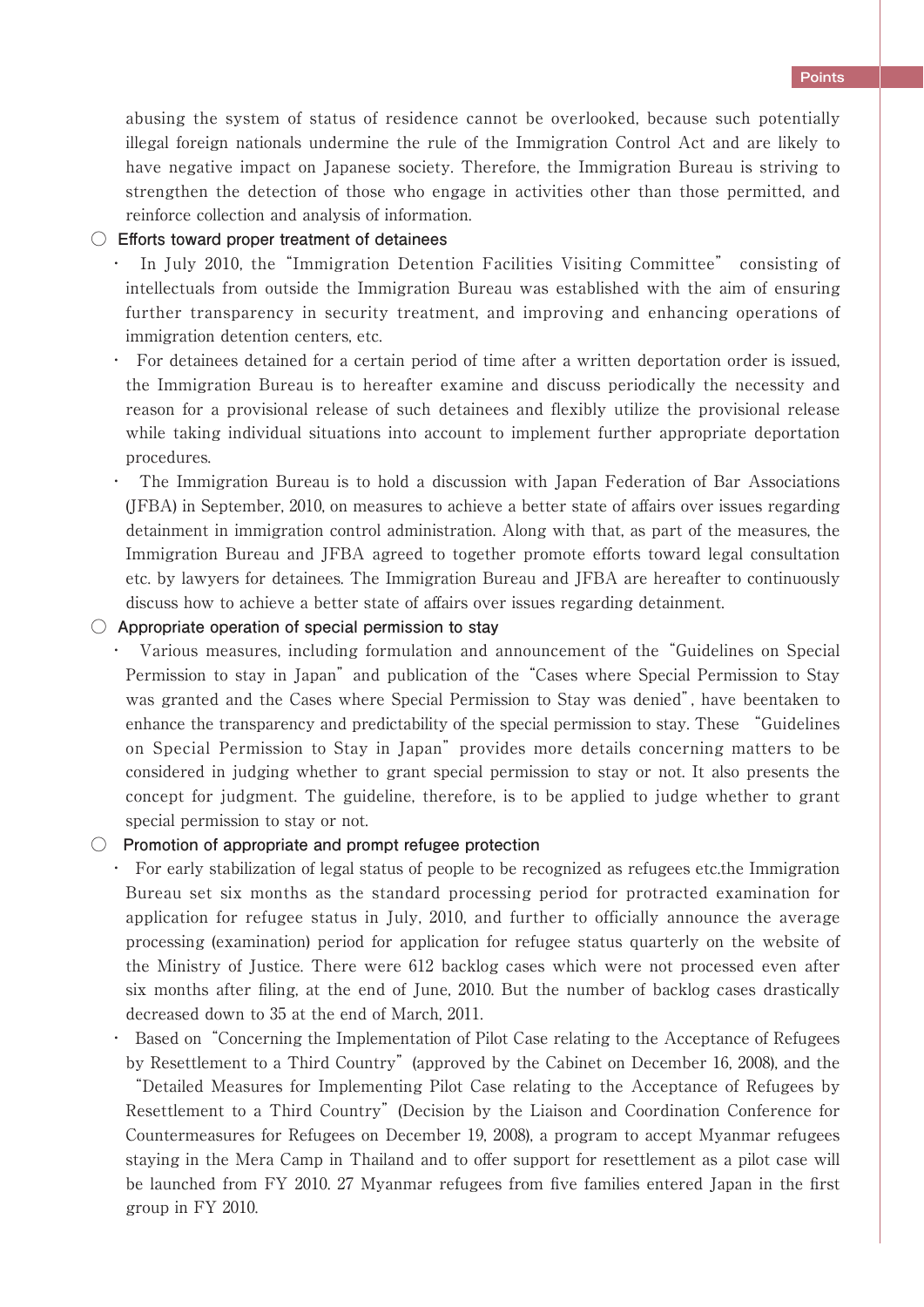abusing the system of status of residence cannot be overlooked, because such potentially illegal foreign nationals undermine the rule of the Immigration Control Act and are likely to have negative impact on Japanese society. Therefore, the Immigration Bureau is striving to strengthen the detection of those who engage in activities other than those permitted, and reinforce collection and analysis of information.

○ **Efforts toward proper treatment of detainees**

- In July 2010, the "Immigration Detention Facilities Visiting Committee" consisting of intellectuals from outside the Immigration Bureau was established with the aim of ensuring further transparency in security treatment, and improving and enhancing operations of immigration detention centers, etc.
- For detainees detained for a certain period of time after a written deportation order is issued, the Immigration Bureau is to hereafter examine and discuss periodically the necessity and reason for a provisional release of such detainees and flexibly utilize the provisional release while taking individual situations into account to implement further appropriate deportation procedures.
- The Immigration Bureau is to hold a discussion with Japan Federation of Bar Associations (JFBA) in September, 2010, on measures to achieve a better state of affairs over issues regarding detainment in immigration control administration. Along with that, as part of the measures, the Immigration Bureau and JFBA agreed to together promote efforts toward legal consultation etc. by lawyers for detainees. The Immigration Bureau and JFBA are hereafter to continuously discuss how to achieve a better state of affairs over issues regarding detainment.

○ **Appropriate operation of special permission to stay**

- Various measures, including formulation and announcement of the "Guidelines on Special Permission to stay in Japan" and publication of the "Cases where Special Permission to Stay was granted and the Cases where Special Permission to Stay was denied", have beentaken to enhance the transparency and predictability of the special permission to stay. These "Guidelines on Special Permission to Stay in Japan" provides more details concerning matters to be considered in judging whether to grant special permission to stay or not. It also presents the concept for judgment. The guideline, therefore, is to be applied to judge whether to grant special permission to stay or not.

○ **Promotion of appropriate and prompt refugee protection**

- For early stabilization of legal status of people to be recognized as refugees etc.the Immigration Bureau set six months as the standard processing period for protracted examination for application for refugee status in July, 2010, and further to officially announce the average processing (examination) period for application for refugee status quarterly on the website of the Ministry of Justice. There were 612 backlog cases which were not processed even after six months after filing, at the end of June, 2010. But the number of backlog cases drastically decreased down to 35 at the end of March, 2011.
- Based on "Concerning the Implementation of Pilot Case relating to the Acceptance of Refugees by Resettlement to a Third Country" (approved by the Cabinet on December 16, 2008), and the "Detailed Measures for Implementing Pilot Case relating to the Acceptance of Refugees by Resettlement to a Third Country" (Decision by the Liaison and Coordination Conference for Countermeasures for Refugees on December 19, 2008), a program to accept Myanmar refugees staying in the Mera Camp in Thailand and to offer support for resettlement as a pilot case will be launched from FY 2010. 27 Myanmar refugees from five families entered Japan in the first group in FY 2010.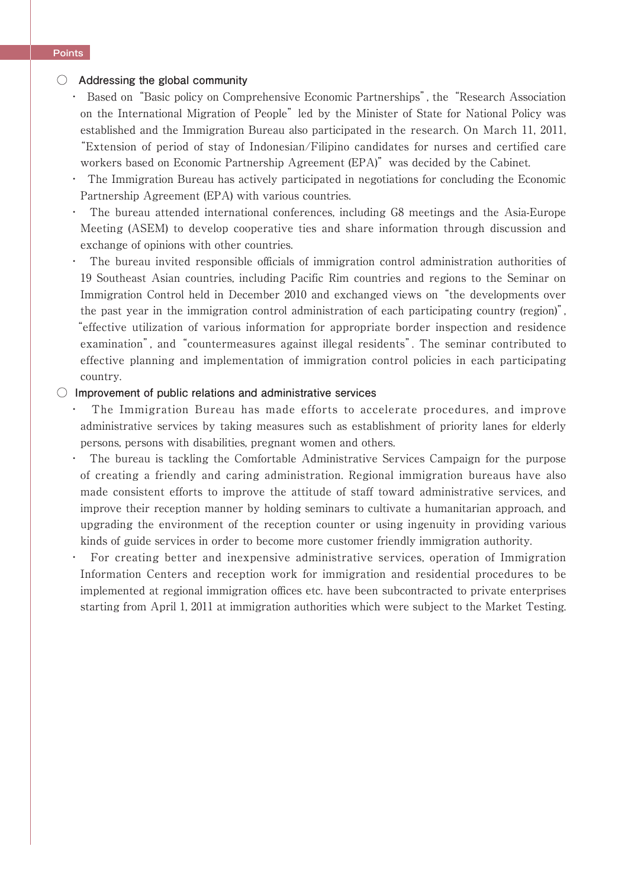Points

### ○ Addressing the global community

- Based on "Basic policy on Comprehensive Economic Partnerships", the "Research Association on the International Migration of People" led by the Minister of State for National Policy was established and the Immigration Bureau also participated in the research. On March 11, 2011, "Extension of period of stay of Indonesian/Filipino candidates for nurses and certified care workers based on Economic Partnership Agreement (EPA)" was decided by the Cabinet.
- The Immigration Bureau has actively participated in negotiations for concluding the Economic Partnership Agreement (EPA) with various countries.
- The bureau attended international conferences, including G8 meetings and the Asia-Europe Meeting (ASEM) to develop cooperative ties and share information through discussion and exchange of opinions with other countries.
- The bureau invited responsible officials of immigration control administration authorities of 19 Southeast Asian countries, including Pacific Rim countries and regions to the Seminar on Immigration Control held in December 2010 and exchanged views on "the developments over the past year in the immigration control administration of each participating country (region)", "effective utilization of various information for appropriate border inspection and residence examination", and "countermeasures against illegal residents". The seminar contributed to effective planning and implementation of immigration control policies in each participating country.

### ○ Improvement of public relations and administrative services

- The Immigration Bureau has made efforts to accelerate procedures, and improve administrative services by taking measures such as establishment of priority lanes for elderly persons, persons with disabilities, pregnant women and others.
- The bureau is tackling the Comfortable Administrative Services Campaign for the purpose of creating a friendly and caring administration. Regional immigration bureaus have also made consistent efforts to improve the attitude of staff toward administrative services, and improve their reception manner by holding seminars to cultivate a humanitarian approach, and upgrading the environment of the reception counter or using ingenuity in providing various kinds of guide services in order to become more customer friendly immigration authority.
- For creating better and inexpensive administrative services, operation of Immigration Information Centers and reception work for immigration and residential procedures to be implemented at regional immigration offices etc. have been subcontracted to private enterprises starting from April 1, 2011 at immigration authorities which were subject to the Market Testing.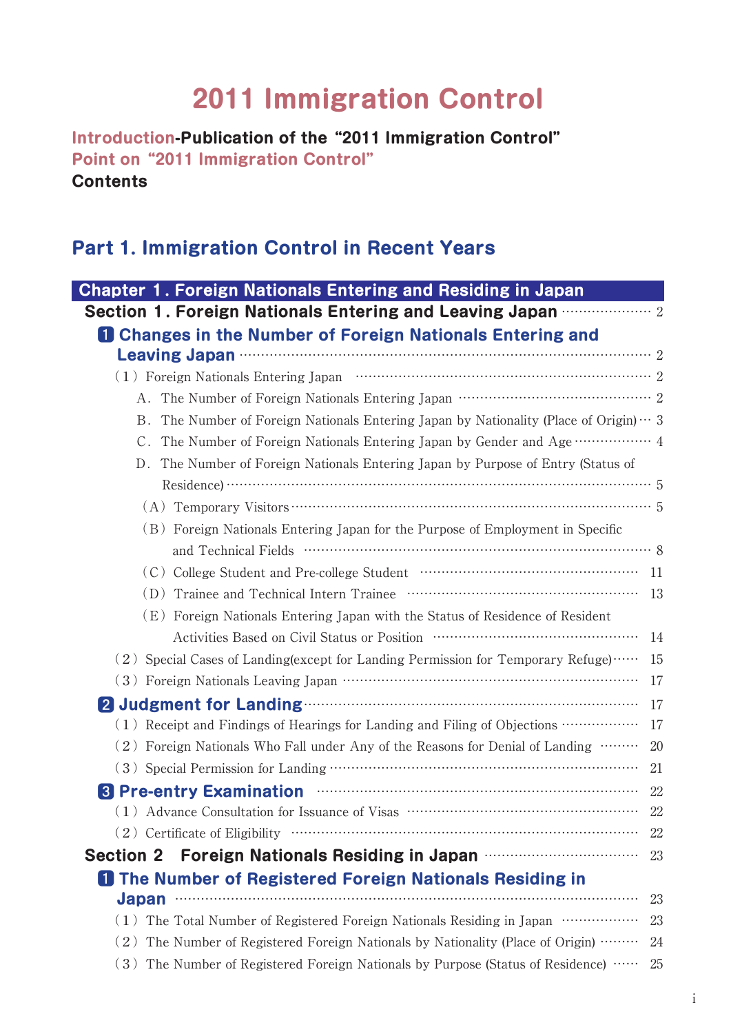# 2011 Immigration Control

**Introduction-Publication of the "2011 Immigration Control"**
**Point on "2011 Immigration Control"**
**Contents**

## Part 1. Immigration Control in Recent Years

### Chapter 1. Foreign Nationals Entering and Residing in Japan

**Section 1. Foreign Nationals Entering and Leaving Japan** ..... 2

**1 Changes in the Number of Foreign Nationals Entering and Leaving Japan** ..... 2

(1) Foreign Nationals Entering Japan ..... 2

A. The Number of Foreign Nationals Entering Japan ..... 2

B. The Number of Foreign Nationals Entering Japan by Nationality (Place of Origin) ..... 3

C. The Number of Foreign Nationals Entering Japan by Gender and Age ..... 4

D. The Number of Foreign Nationals Entering Japan by Purpose of Entry (Status of Residence) ..... 5

(A) Temporary Visitors ..... 5

(B) Foreign Nationals Entering Japan for the Purpose of Employment in Specific and Technical Fields ..... 8

(C) College Student and Pre-college Student ..... 11

(D) Trainee and Technical Intern Trainee ..... 13

(E) Foreign Nationals Entering Japan with the Status of Residence of Resident Activities Based on Civil Status or Position ..... 14

(2) Special Cases of Landing(except for Landing Permission for Temporary Refuge) ..... 15

(3) Foreign Nationals Leaving Japan ..... 17

**2 Judgment for Landing** ..... 17

(1) Receipt and Findings of Hearings for Landing and Filing of Objections ..... 17

(2) Foreign Nationals Who Fall under Any of the Reasons for Denial of Landing ..... 20

(3) Special Permission for Landing ..... 21

**3 Pre-entry Examination** ..... 22

(1) Advance Consultation for Issuance of Visas ..... 22

(2) Certificate of Eligibility ..... 22

**Section 2 Foreign Nationals Residing in Japan** ..... 23

**1 The Number of Registered Foreign Nationals Residing in Japan** ..... 23

(1) The Total Number of Registered Foreign Nationals Residing in Japan ..... 23

(2) The Number of Registered Foreign Nationals by Nationality (Place of Origin) ..... 24

(3) The Number of Registered Foreign Nationals by Purpose (Status of Residence) ..... 25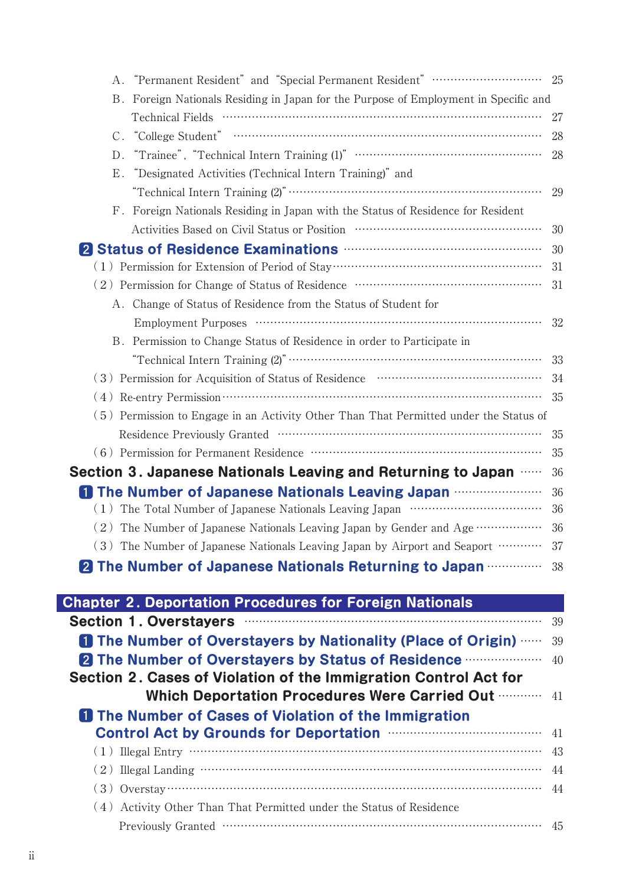A. “Permanent Resident” and “Special Permanent Resident” ………………………… 25

B. Foreign Nationals Residing in Japan for the Purpose of Employment in Specific and Technical Fields ……………………………………………………………………………… 27

C. “College Student” ……………………………………………………………………… 28

D. “Trainee”, “Technical Intern Training (1)” …………………………………………… 28

E. “Designated Activities (Technical Intern Training)” and “Technical Intern Training (2)” …………………………………………………………… 29

F. Foreign Nationals Residing in Japan with the Status of Residence for Resident Activities Based on Civil Status or Position …………………………………………… 30

**2 Status of Residence Examinations** ……………………………………………………… 30

(1) Permission for Extension of Period of Stay ………………………………………………… 31

(2) Permission for Change of Status of Residence …………………………………………… 31

A. Change of Status of Residence from the Status of Student for Employment Purposes …………………………………………………………………… 32

B. Permission to Change Status of Residence in order to Participate in “Technical Intern Training (2)” …………………………………………………………… 33

(3) Permission for Acquisition of Status of Residence ……………………………………… 34

(4) Re-entry Permission ……………………………………………………………………… 35

(5) Permission to Engage in an Activity Other Than That Permitted under the Status of Residence Previously Granted ……………………………………………………………… 35

(6) Permission for Permanent Residence ………………………………………………………… 35

**Section 3. Japanese Nationals Leaving and Returning to Japan** …… 36

**1 The Number of Japanese Nationals Leaving Japan** …………………… 36

(1) The Total Number of Japanese Nationals Leaving Japan ……………………………… 36

(2) The Number of Japanese Nationals Leaving Japan by Gender and Age ……………… 36

(3) The Number of Japanese Nationals Leaving Japan by Airport and Seaport ………… 37

**2 The Number of Japanese Nationals Returning to Japan** …………… 38

## Chapter 2. Deportation Procedures for Foreign Nationals

**Section 1. Overstayers** …………………………………………………………… 39

**1 The Number of Overstayers by Nationality (Place of Origin)** …… 39

**2 The Number of Overstayers by Status of Residence** ………………… 40

**Section 2. Cases of Violation of the Immigration Control Act for Which Deportation Procedures Were Carried Out** ………… 41

**1 The Number of Cases of Violation of the Immigration Control Act by Grounds for Deportation** …………………………………… 41

(1) Illegal Entry ………………………………………………………………………………… 43

(2) Illegal Landing ……………………………………………………………………………… 44

(3) Overstay ……………………………………………………………………………………… 44

(4) Activity Other Than That Permitted under the Status of Residence Previously Granted ……………………………………………………………………………… 45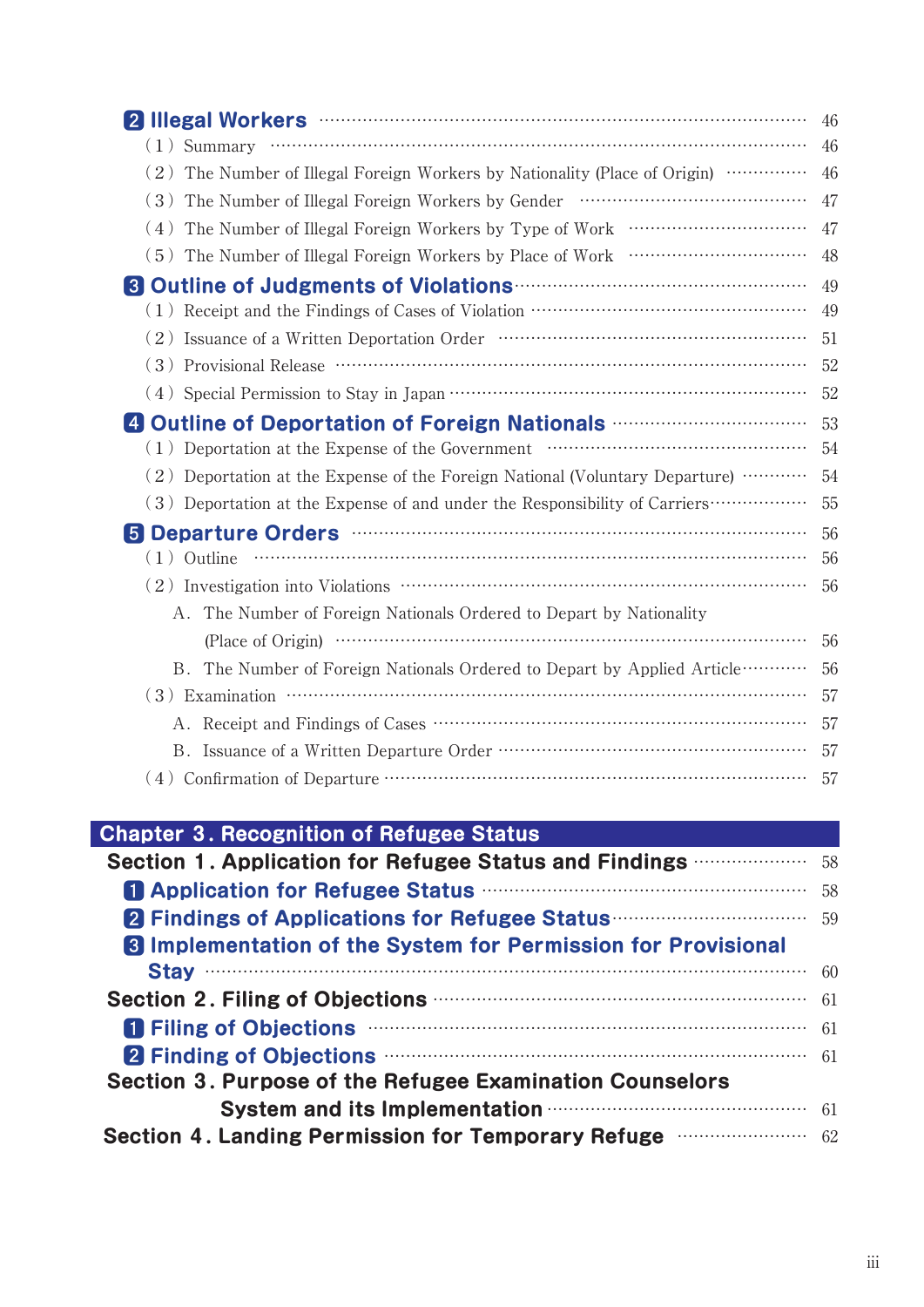**2 Illegal Workers** ············ 46

(1) Summary ············ 46

(2) The Number of Illegal Foreign Workers by Nationality (Place of Origin) ············ 46

(3) The Number of Illegal Foreign Workers by Gender ············ 47

(4) The Number of Illegal Foreign Workers by Type of Work ············ 47

(5) The Number of Illegal Foreign Workers by Place of Work ············ 48

**3 Outline of Judgments of Violations** ············ 49

(1) Receipt and the Findings of Cases of Violation ············ 49

(2) Issuance of a Written Deportation Order ············ 51

(3) Provisional Release ············ 52

(4) Special Permission to Stay in Japan ············ 52

**4 Outline of Deportation of Foreign Nationals** ············ 53

(1) Deportation at the Expense of the Government ············ 54

(2) Deportation at the Expense of the Foreign National (Voluntary Departure) ············ 54

(3) Deportation at the Expense of and under the Responsibility of Carriers ············ 55

**5 Departure Orders** ············ 56

(1) Outline ············ 56

(2) Investigation into Violations ············ 56

A. The Number of Foreign Nationals Ordered to Depart by Nationality (Place of Origin) ············ 56

B. The Number of Foreign Nationals Ordered to Depart by Applied Article ············ 56

(3) Examination ············ 57

A. Receipt and Findings of Cases ············ 57

B. Issuance of a Written Departure Order ············ 57

(4) Confirmation of Departure ············ 57

## Chapter 3. Recognition of Refugee Status

**Section 1. Application for Refugee Status and Findings** ············ 58

**1 Application for Refugee Status** ············ 58

**2 Findings of Applications for Refugee Status** ············ 59

**3 Implementation of the System for Permission for Provisional Stay** ············ 60

**Section 2. Filing of Objections** ············ 61

**1 Filing of Objections** ············ 61

**2 Finding of Objections** ············ 61

**Section 3. Purpose of the Refugee Examination Counselors System and its Implementation** ············ 61

**Section 4. Landing Permission for Temporary Refuge** ············ 62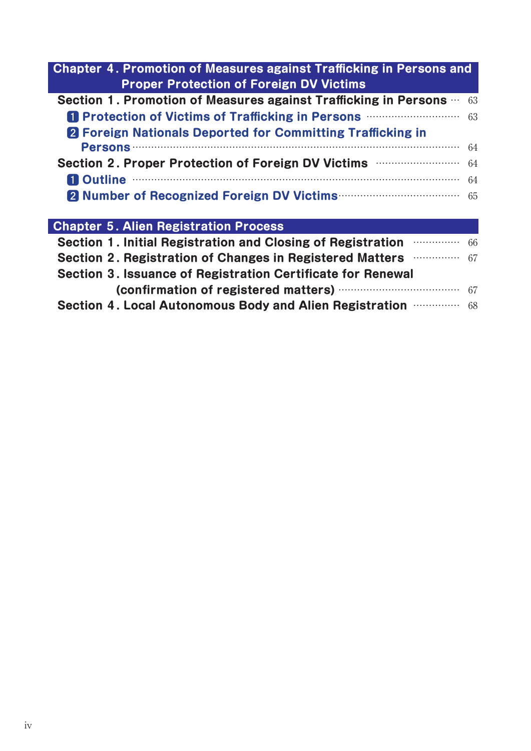## Chapter 4. Promotion of Measures against Trafficking in Persons and Proper Protection of Foreign DV Victims

Section 1. Promotion of Measures against Trafficking in Persons ··· 63

1. Protection of Victims of Trafficking in Persons ··· 63
2. Foreign Nationals Deported for Committing Trafficking in Persons ··· 64

Section 2. Proper Protection of Foreign DV Victims ··· 64

1. Outline ··· 64
2. Number of Recognized Foreign DV Victims ··· 65

## Chapter 5. Alien Registration Process

Section 1. Initial Registration and Closing of Registration ··· 66

Section 2. Registration of Changes in Registered Matters ··· 67

Section 3. Issuance of Registration Certificate for Renewal (confirmation of registered matters) ··· 67

Section 4. Local Autonomous Body and Alien Registration ··· 68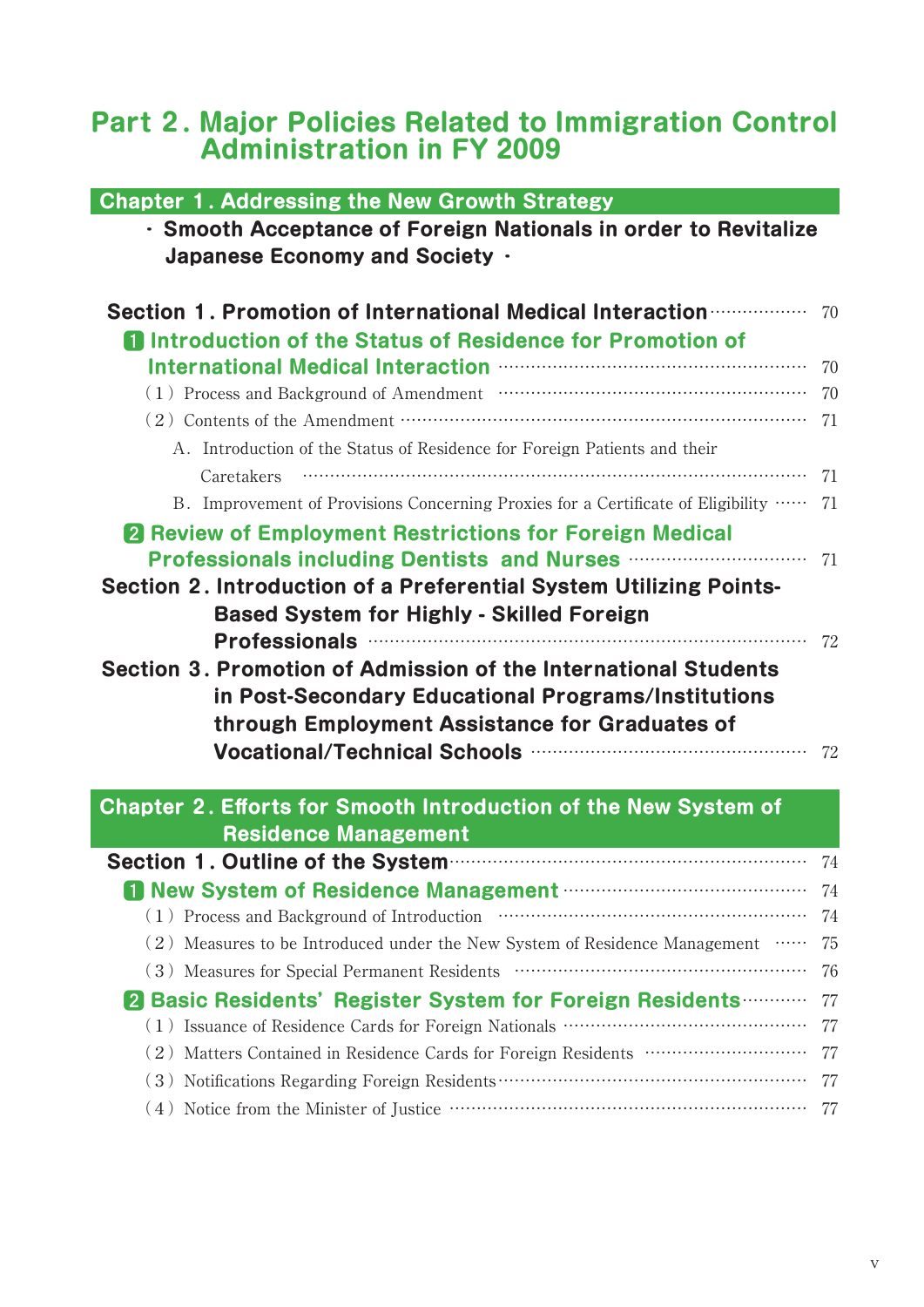# Part 2. Major Policies Related to Immigration Control Administration in FY 2009

## Chapter 1. Addressing the New Growth Strategy

**・Smooth Acceptance of Foreign Nationals in order to Revitalize Japanese Economy and Society・**

**Section 1. Promotion of International Medical Interaction** ………… 70

**1 Introduction of the Status of Residence for Promotion of International Medical Interaction** ………… 70

(1) Process and Background of Amendment ………… 70

(2) Contents of the Amendment ………… 71

A. Introduction of the Status of Residence for Foreign Patients and their Caretakers ………… 71

B. Improvement of Provisions Concerning Proxies for a Certificate of Eligibility ………… 71

**2 Review of Employment Restrictions for Foreign Medical Professionals including Dentists and Nurses** ………… 71

**Section 2. Introduction of a Preferential System Utilizing Points-Based System for Highly - Skilled Foreign Professionals** ………… 72

**Section 3. Promotion of Admission of the International Students in Post-Secondary Educational Programs/Institutions through Employment Assistance for Graduates of Vocational/Technical Schools** ………… 72

## Chapter 2. Efforts for Smooth Introduction of the New System of Residence Management

**Section 1. Outline of the System** ………… 74

**1 New System of Residence Management** ………… 74

(1) Process and Background of Introduction ………… 74

(2) Measures to be Introduced under the New System of Residence Management ………… 75

(3) Measures for Special Permanent Residents ………… 76

**2 Basic Residents' Register System for Foreign Residents** ………… 77

(1) Issuance of Residence Cards for Foreign Nationals ………… 77

(2) Matters Contained in Residence Cards for Foreign Residents ………… 77

(3) Notifications Regarding Foreign Residents ………… 77

(4) Notice from the Minister of Justice ………… 77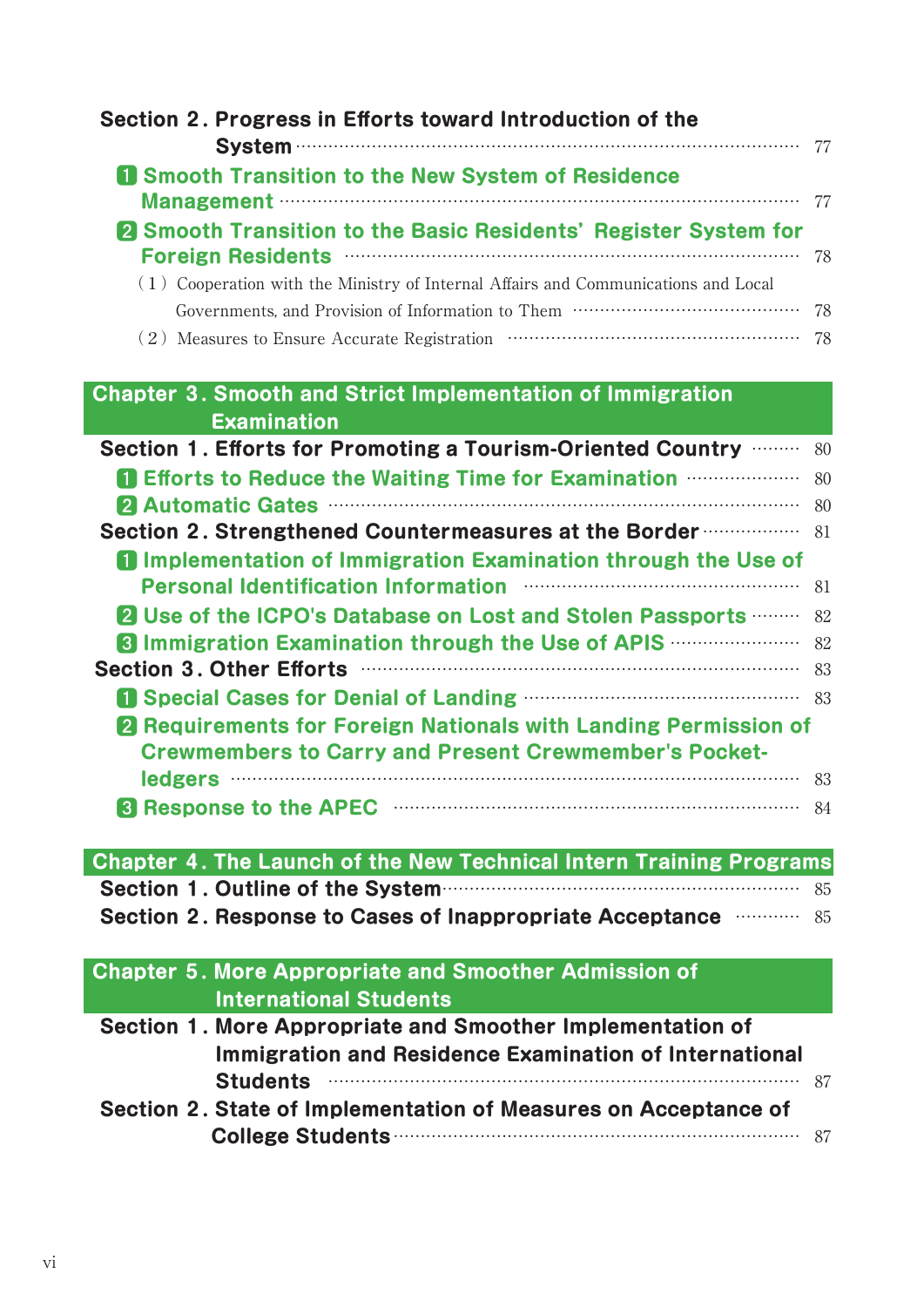**Section 2. Progress in Efforts toward Introduction of the System** ........ 77

**1 Smooth Transition to the New System of Residence Management** ........ 77

**2 Smooth Transition to the Basic Residents' Register System for Foreign Residents** ........ 78

(1) Cooperation with the Ministry of Internal Affairs and Communications and Local Governments, and Provision of Information to Them ........ 78

(2) Measures to Ensure Accurate Registration ........ 78

## Chapter 3. Smooth and Strict Implementation of Immigration Examination

**Section 1. Efforts for Promoting a Tourism-Oriented Country** ........ 80

**1 Efforts to Reduce the Waiting Time for Examination** ........ 80

**2 Automatic Gates** ........ 80

**Section 2. Strengthened Countermeasures at the Border** ........ 81

**1 Implementation of Immigration Examination through the Use of Personal Identification Information** ........ 81

**2 Use of the ICPO's Database on Lost and Stolen Passports** ........ 82

**3 Immigration Examination through the Use of APIS** ........ 82

**Section 3. Other Efforts** ........ 83

**1 Special Cases for Denial of Landing** ........ 83

**2 Requirements for Foreign Nationals with Landing Permission of Crewmembers to Carry and Present Crewmember's Pocket-ledgers** ........ 83

**3 Response to the APEC** ........ 84

## Chapter 4. The Launch of the New Technical Intern Training Programs

**Section 1. Outline of the System** ........ 85

**Section 2. Response to Cases of Inappropriate Acceptance** ........ 85

## Chapter 5. More Appropriate and Smoother Admission of International Students

**Section 1. More Appropriate and Smoother Implementation of Immigration and Residence Examination of International Students** ........ 87

**Section 2. State of Implementation of Measures on Acceptance of College Students** ........ 87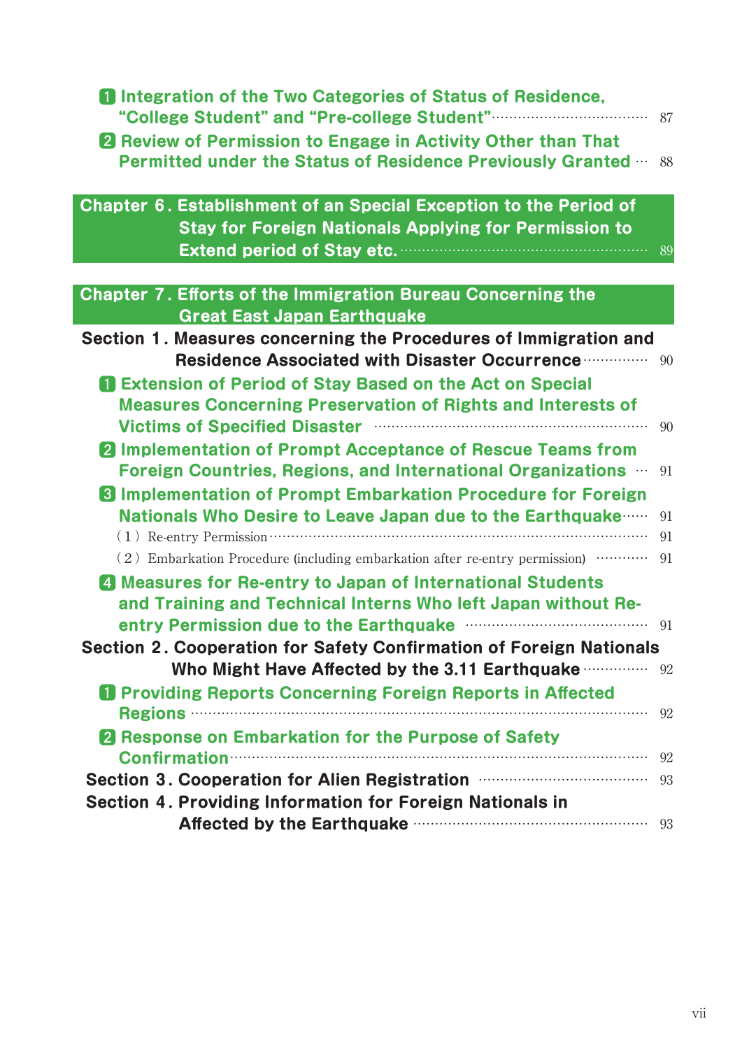1 Integration of the Two Categories of Status of Residence, "College Student" and "Pre-college Student" ..... 87

2 Review of Permission to Engage in Activity Other than That Permitted under the Status of Residence Previously Granted ..... 88

## Chapter 6. Establishment of an Special Exception to the Period of Stay for Foreign Nationals Applying for Permission to Extend period of Stay etc. ..... 89

## Chapter 7. Efforts of the Immigration Bureau Concerning the Great East Japan Earthquake

### Section 1. Measures concerning the Procedures of Immigration and Residence Associated with Disaster Occurrence ..... 90

1 Extension of Period of Stay Based on the Act on Special Measures Concerning Preservation of Rights and Interests of Victims of Specified Disaster ..... 90

2 Implementation of Prompt Acceptance of Rescue Teams from Foreign Countries, Regions, and International Organizations ..... 91

3 Implementation of Prompt Embarkation Procedure for Foreign Nationals Who Desire to Leave Japan due to the Earthquake ..... 91

(1) Re-entry Permission ..... 91

(2) Embarkation Procedure (including embarkation after re-entry permission) ..... 91

4 Measures for Re-entry to Japan of International Students and Training and Technical Interns Who left Japan without Re-entry Permission due to the Earthquake ..... 91

### Section 2. Cooperation for Safety Confirmation of Foreign Nationals Who Might Have Affected by the 3.11 Earthquake ..... 92

1 Providing Reports Concerning Foreign Reports in Affected Regions ..... 92

2 Response on Embarkation for the Purpose of Safety Confirmation ..... 92

### Section 3. Cooperation for Alien Registration ..... 93

### Section 4. Providing Information for Foreign Nationals in Affected by the Earthquake ..... 93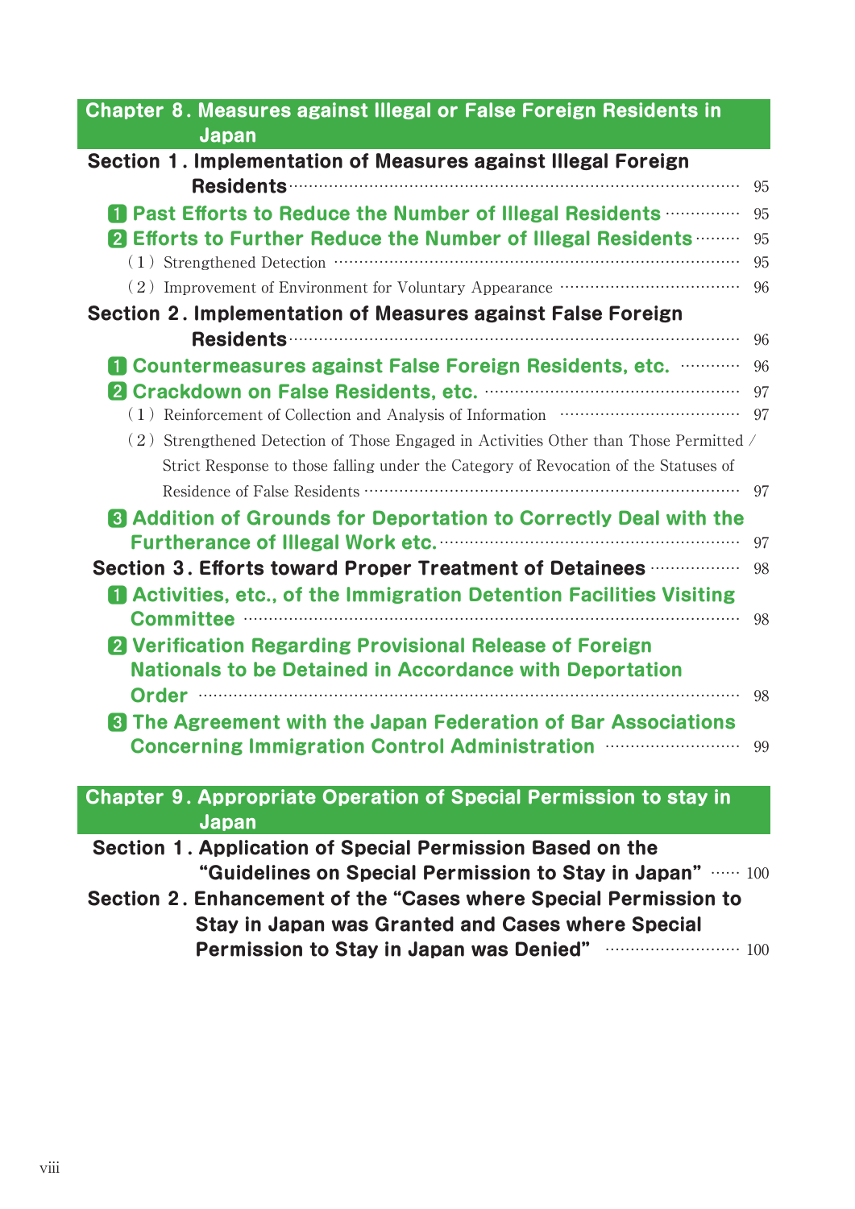## Chapter 8. Measures against Illegal or False Foreign Residents in Japan

**Section 1. Implementation of Measures against Illegal Foreign Residents** ········· 95

1. **Past Efforts to Reduce the Number of Illegal Residents** ········· 95
2. **Efforts to Further Reduce the Number of Illegal Residents** ········· 95
   - (1) Strengthened Detection ········· 95
   - (2) Improvement of Environment for Voluntary Appearance ········· 96

**Section 2. Implementation of Measures against False Foreign Residents** ········· 96

1. **Countermeasures against False Foreign Residents, etc.** ········· 96
2. **Crackdown on False Residents, etc.** ········· 97
   - (1) Reinforcement of Collection and Analysis of Information ········· 97
   - (2) Strengthened Detection of Those Engaged in Activities Other than Those Permitted / Strict Response to those falling under the Category of Revocation of the Statuses of Residence of False Residents ········· 97
3. **Addition of Grounds for Deportation to Correctly Deal with the Furtherance of Illegal Work etc.** ········· 97

**Section 3. Efforts toward Proper Treatment of Detainees** ········· 98

1. **Activities, etc., of the Immigration Detention Facilities Visiting Committee** ········· 98
2. **Verification Regarding Provisional Release of Foreign Nationals to be Detained in Accordance with Deportation Order** ········· 98
3. **The Agreement with the Japan Federation of Bar Associations Concerning Immigration Control Administration** ········· 99

## Chapter 9. Appropriate Operation of Special Permission to stay in Japan

**Section 1. Application of Special Permission Based on the "Guidelines on Special Permission to Stay in Japan"** ········· 100

**Section 2. Enhancement of the "Cases where Special Permission to Stay in Japan was Granted and Cases where Special Permission to Stay in Japan was Denied"** ········· 100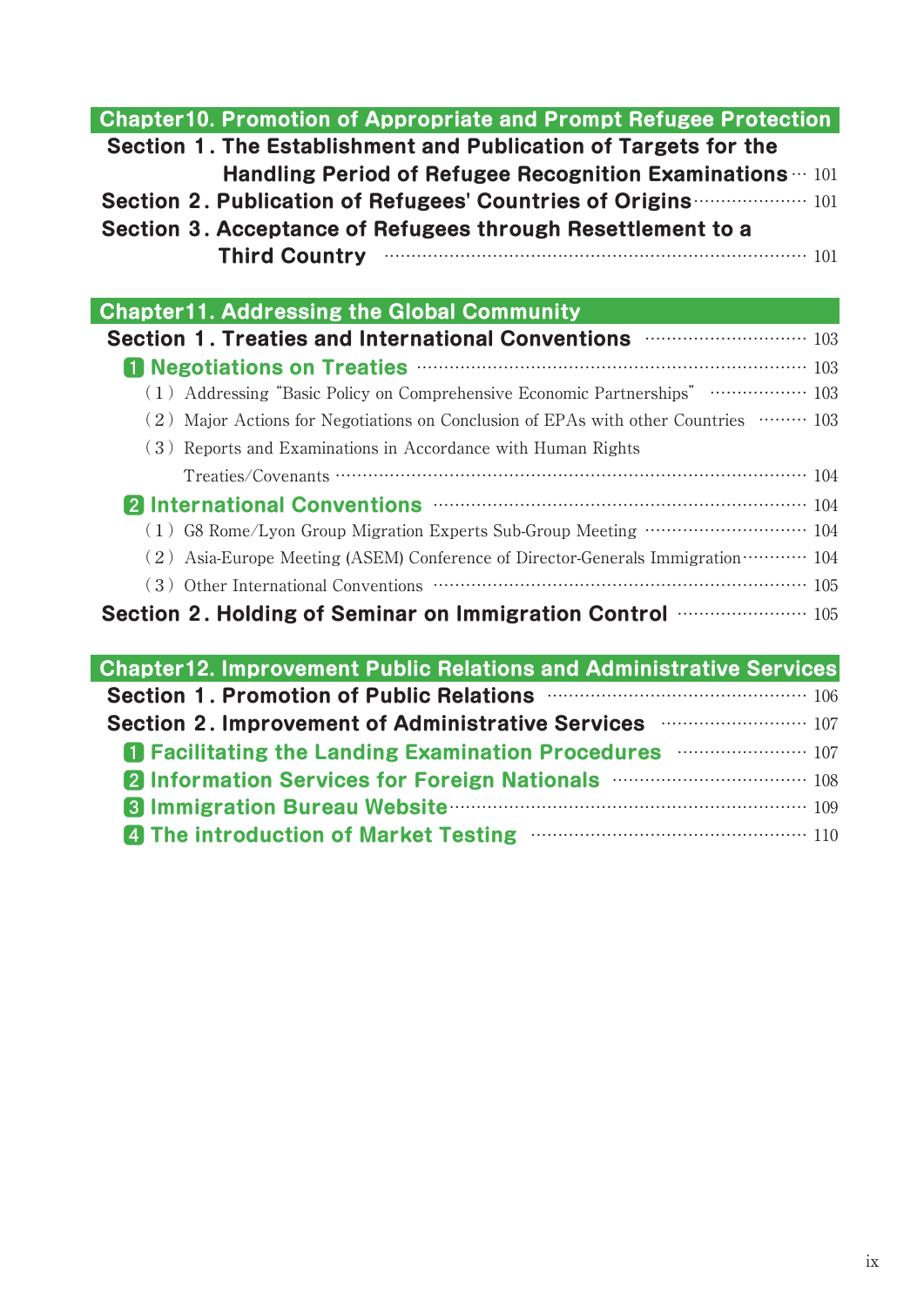## Chapter10. Promotion of Appropriate and Prompt Refugee Protection

**Section 1. The Establishment and Publication of Targets for the Handling Period of Refugee Recognition Examinations** ··· 101

**Section 2. Publication of Refugees' Countries of Origins** ··· 101

**Section 3. Acceptance of Refugees through Resettlement to a Third Country** ··· 101

## Chapter11. Addressing the Global Community

**Section 1. Treaties and International Conventions** ··· 103

**1 Negotiations on Treaties** ··· 103

(1) Addressing “Basic Policy on Comprehensive Economic Partnerships” ··· 103

(2) Major Actions for Negotiations on Conclusion of EPAs with other Countries ··· 103

(3) Reports and Examinations in Accordance with Human Rights Treaties/Covenants ··· 104

**2 International Conventions** ··· 104

(1) G8 Rome/Lyon Group Migration Experts Sub-Group Meeting ··· 104

(2) Asia-Europe Meeting (ASEM) Conference of Director-Generals Immigration ··· 104

(3) Other International Conventions ··· 105

**Section 2. Holding of Seminar on Immigration Control** ··· 105

## Chapter12. Improvement Public Relations and Administrative Services

**Section 1. Promotion of Public Relations** ··· 106

**Section 2. Improvement of Administrative Services** ··· 107

**1 Facilitating the Landing Examination Procedures** ··· 107

**2 Information Services for Foreign Nationals** ··· 108

**3 Immigration Bureau Website** ··· 109

**4 The introduction of Market Testing** ··· 110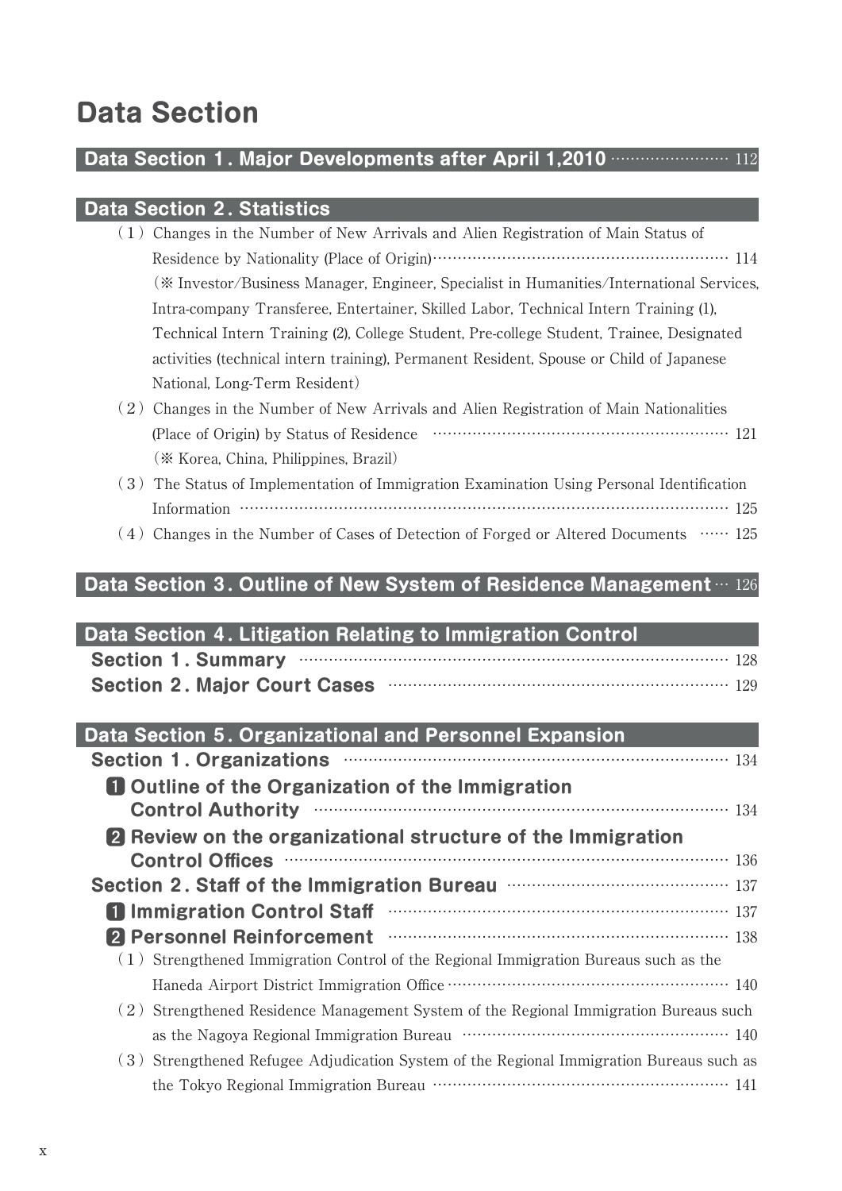# Data Section

## Data Section 1. Major Developments after April 1,2010 ······················ 112

## Data Section 2. Statistics

(1) Changes in the Number of New Arrivals and Alien Registration of Main Status of Residence by Nationality (Place of Origin)························································ 114
(※ Investor/Business Manager, Engineer, Specialist in Humanities/International Services, Intra-company Transferee, Entertainer, Skilled Labor, Technical Intern Training (1), Technical Intern Training (2), College Student, Pre-college Student, Trainee, Designated activities (technical intern training), Permanent Resident, Spouse or Child of Japanese National, Long-Term Resident)

(2) Changes in the Number of New Arrivals and Alien Registration of Main Nationalities (Place of Origin) by Status of Residence ························································ 121
(※ Korea, China, Philippines, Brazil)

(3) The Status of Implementation of Immigration Examination Using Personal Identification Information ······························································································ 125

(4) Changes in the Number of Cases of Detection of Forged or Altered Documents ······ 125

## Data Section 3. Outline of New System of Residence Management ··· 126

## Data Section 4. Litigation Relating to Immigration Control

**Section 1. Summary** ······································································ 128

**Section 2. Major Court Cases** ······························································ 129

## Data Section 5. Organizational and Personnel Expansion

**Section 1. Organizations** ································································ 134

**1 Outline of the Organization of the Immigration Control Authority** ························································· 134

**2 Review on the organizational structure of the Immigration Control Offices** ······························································· 136

**Section 2. Staff of the Immigration Bureau** ········································ 137

**1 Immigration Control Staff** ························································· 137

**2 Personnel Reinforcement** ························································· 138

(1) Strengthened Immigration Control of the Regional Immigration Bureaus such as the Haneda Airport District Immigration Office ······················································ 140

(2) Strengthened Residence Management System of the Regional Immigration Bureaus such as the Nagoya Regional Immigration Bureau ················································· 140

(3) Strengthened Refugee Adjudication System of the Regional Immigration Bureaus such as the Tokyo Regional Immigration Bureau ························································ 141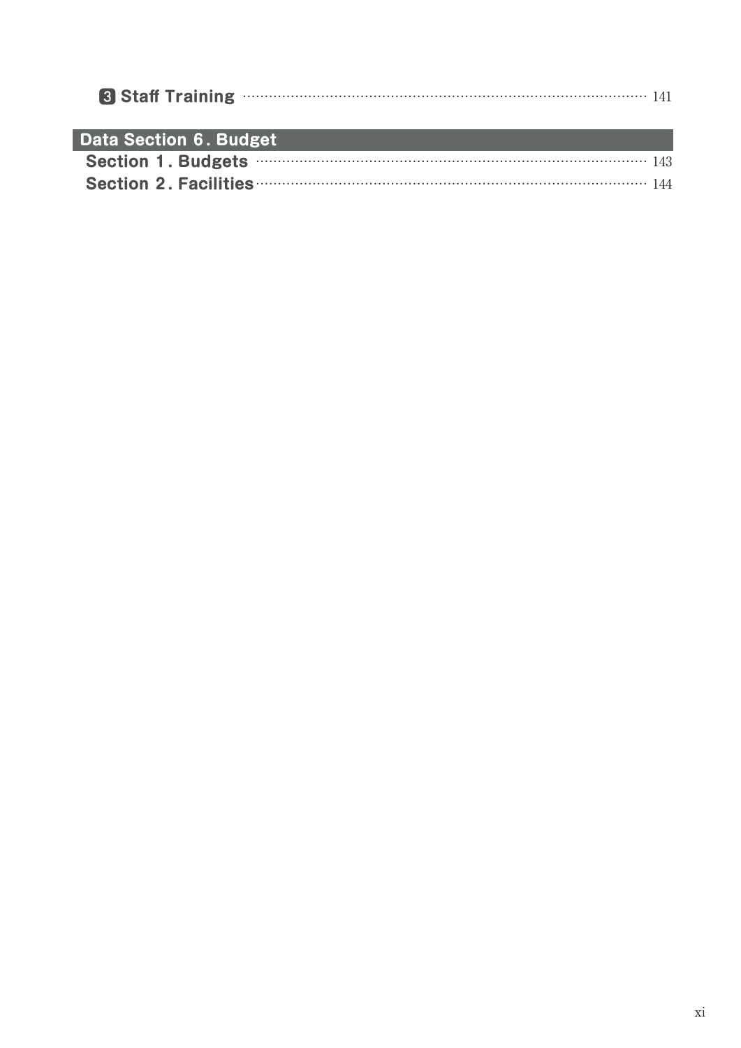❸ Staff Training ........................................ 141

## Data Section 6. Budget

**Section 1. Budgets** ........................................ 143

**Section 2. Facilities** ........................................ 144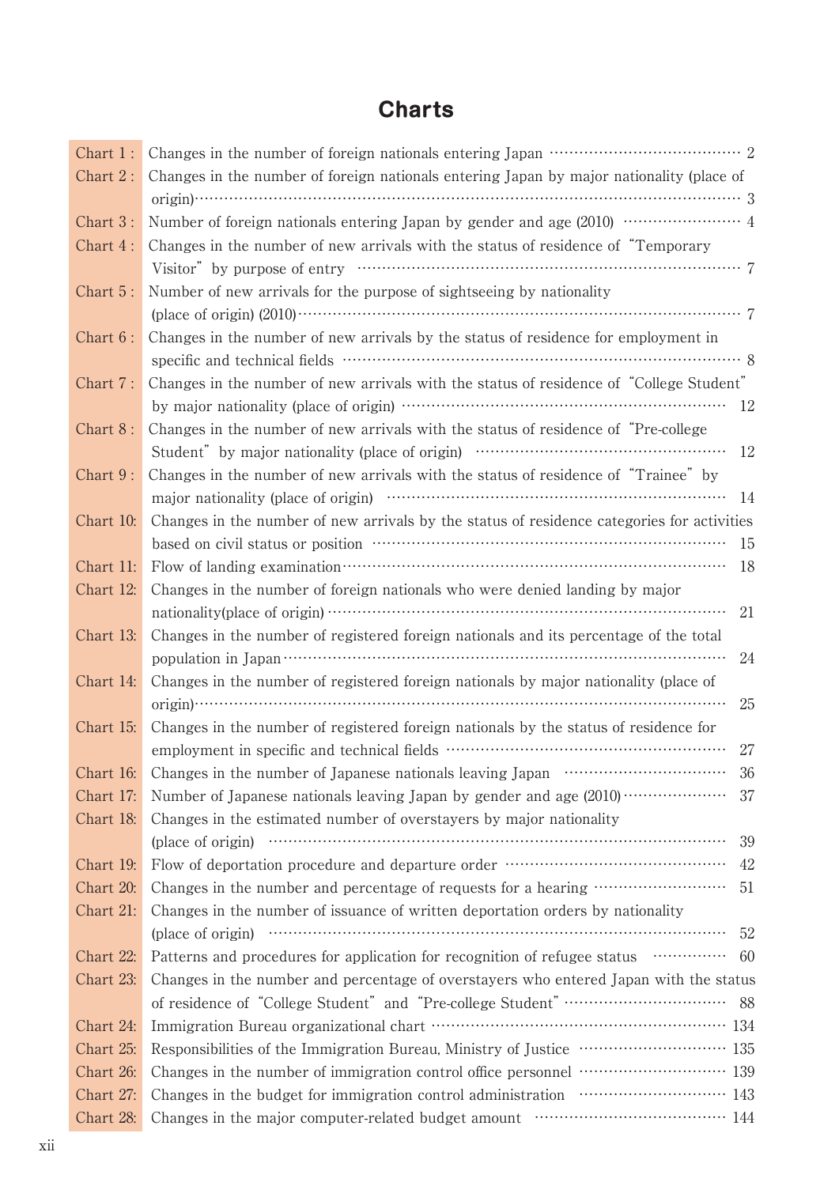# Charts

| | | |
|---|---|---|
| Chart 1 : | Changes in the number of foreign nationals entering Japan | 2 |
| Chart 2 : | Changes in the number of foreign nationals entering Japan by major nationality (place of origin) | 3 |
| Chart 3 : | Number of foreign nationals entering Japan by gender and age (2010) | 4 |
| Chart 4 : | Changes in the number of new arrivals with the status of residence of "Temporary Visitor" by purpose of entry | 7 |
| Chart 5 : | Number of new arrivals for the purpose of sightseeing by nationality (place of origin) (2010) | 7 |
| Chart 6 : | Changes in the number of new arrivals by the status of residence for employment in specific and technical fields | 8 |
| Chart 7 : | Changes in the number of new arrivals with the status of residence of "College Student" by major nationality (place of origin) | 12 |
| Chart 8 : | Changes in the number of new arrivals with the status of residence of "Pre-college Student" by major nationality (place of origin) | 12 |
| Chart 9 : | Changes in the number of new arrivals with the status of residence of "Trainee" by major nationality (place of origin) | 14 |
| Chart 10: | Changes in the number of new arrivals by the status of residence categories for activities based on civil status or position | 15 |
| Chart 11: | Flow of landing examination | 18 |
| Chart 12: | Changes in the number of foreign nationals who were denied landing by major nationality(place of origin) | 21 |
| Chart 13: | Changes in the number of registered foreign nationals and its percentage of the total population in Japan | 24 |
| Chart 14: | Changes in the number of registered foreign nationals by major nationality (place of origin) | 25 |
| Chart 15: | Changes in the number of registered foreign nationals by the status of residence for employment in specific and technical fields | 27 |
| Chart 16: | Changes in the number of Japanese nationals leaving Japan | 36 |
| Chart 17: | Number of Japanese nationals leaving Japan by gender and age (2010) | 37 |
| Chart 18: | Changes in the estimated number of overstayers by major nationality (place of origin) | 39 |
| Chart 19: | Flow of deportation procedure and departure order | 42 |
| Chart 20: | Changes in the number and percentage of requests for a hearing | 51 |
| Chart 21: | Changes in the number of issuance of written deportation orders by nationality (place of origin) | 52 |
| Chart 22: | Patterns and procedures for application for recognition of refugee status | 60 |
| Chart 23: | Changes in the number and percentage of overstayers who entered Japan with the status of residence of "College Student" and "Pre-college Student" | 88 |
| Chart 24: | Immigration Bureau organizational chart | 134 |
| Chart 25: | Responsibilities of the Immigration Bureau, Ministry of Justice | 135 |
| Chart 26: | Changes in the number of immigration control office personnel | 139 |
| Chart 27: | Changes in the budget for immigration control administration | 143 |
| Chart 28: | Changes in the major computer-related budget amount | 144 |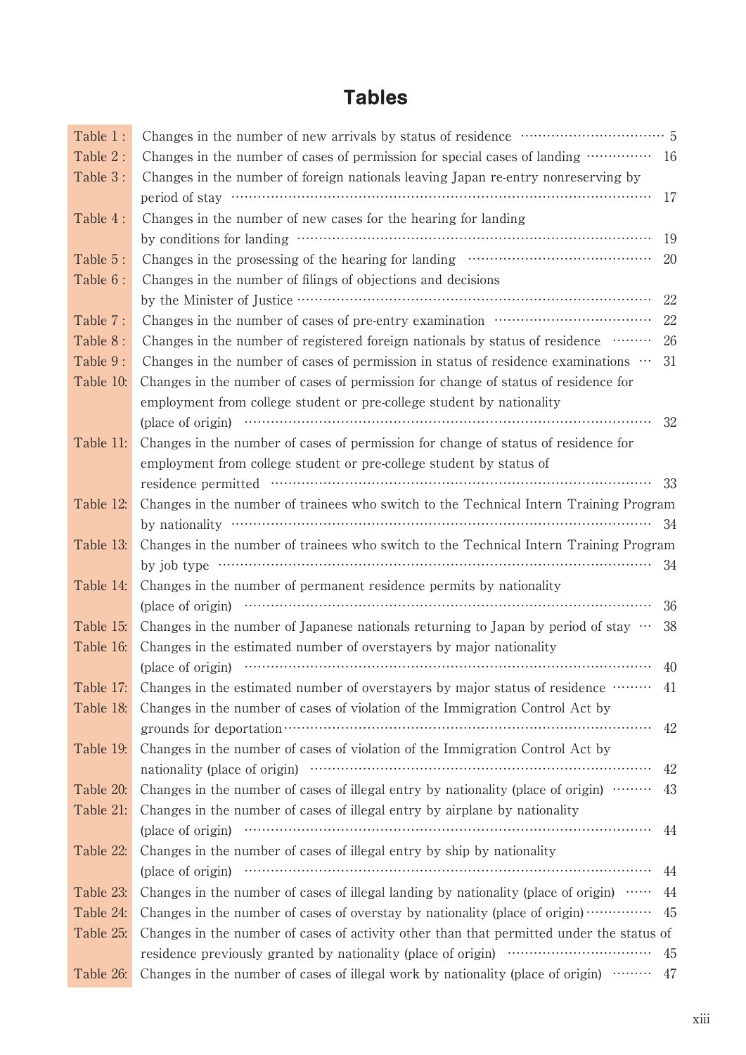# Tables

| | | |
|---|---|---|
| Table 1 : | Changes in the number of new arrivals by status of residence | 5 |
| Table 2 : | Changes in the number of cases of permission for special cases of landing | 16 |
| Table 3 : | Changes in the number of foreign nationals leaving Japan re-entry nonreserving by period of stay | 17 |
| Table 4 : | Changes in the number of new cases for the hearing for landing by conditions for landing | 19 |
| Table 5 : | Changes in the prosessing of the hearing for landing | 20 |
| Table 6 : | Changes in the number of filings of objections and decisions by the Minister of Justice | 22 |
| Table 7 : | Changes in the number of cases of pre-entry examination | 22 |
| Table 8 : | Changes in the number of registered foreign nationals by status of residence | 26 |
| Table 9 : | Changes in the number of cases of permission in status of residence examinations | 31 |
| Table 10: | Changes in the number of cases of permission for change of status of residence for employment from college student or pre-college student by nationality (place of origin) | 32 |
| Table 11: | Changes in the number of cases of permission for change of status of residence for employment from college student or pre-college student by status of residence permitted | 33 |
| Table 12: | Changes in the number of trainees who switch to the Technical Intern Training Program by nationality | 34 |
| Table 13: | Changes in the number of trainees who switch to the Technical Intern Training Program by job type | 34 |
| Table 14: | Changes in the number of permanent residence permits by nationality (place of origin) | 36 |
| Table 15: | Changes in the number of Japanese nationals returning to Japan by period of stay | 38 |
| Table 16: | Changes in the estimated number of overstayers by major nationality (place of origin) | 40 |
| Table 17: | Changes in the estimated number of overstayers by major status of residence | 41 |
| Table 18: | Changes in the number of cases of violation of the Immigration Control Act by grounds for deportation | 42 |
| Table 19: | Changes in the number of cases of violation of the Immigration Control Act by nationality (place of origin) | 42 |
| Table 20: | Changes in the number of cases of illegal entry by nationality (place of origin) | 43 |
| Table 21: | Changes in the number of cases of illegal entry by airplane by nationality (place of origin) | 44 |
| Table 22: | Changes in the number of cases of illegal entry by ship by nationality (place of origin) | 44 |
| Table 23: | Changes in the number of cases of illegal landing by nationality (place of origin) | 44 |
| Table 24: | Changes in the number of cases of overstay by nationality (place of origin) | 45 |
| Table 25: | Changes in the number of cases of activity other than that permitted under the status of residence previously granted by nationality (place of origin) | 45 |
| Table 26: | Changes in the number of cases of illegal work by nationality (place of origin) | 47 |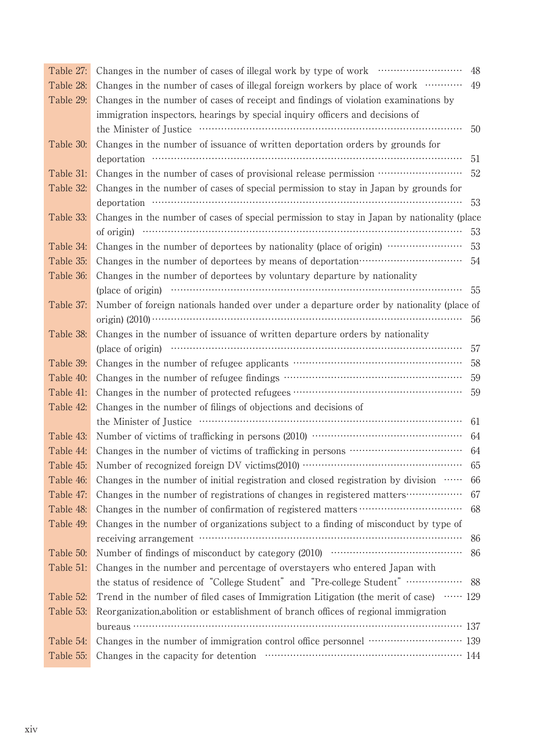| | | |
|---|---|---|
| Table 27: | Changes in the number of cases of illegal work by type of work | 48 |
| Table 28: | Changes in the number of cases of illegal foreign workers by place of work | 49 |
| Table 29: | Changes in the number of cases of receipt and findings of violation examinations by immigration inspectors, hearings by special inquiry officers and decisions of the Minister of Justice | 50 |
| Table 30: | Changes in the number of issuance of written deportation orders by grounds for deportation | 51 |
| Table 31: | Changes in the number of cases of provisional release permission | 52 |
| Table 32: | Changes in the number of cases of special permission to stay in Japan by grounds for deportation | 53 |
| Table 33: | Changes in the number of cases of special permission to stay in Japan by nationality (place of origin) | 53 |
| Table 34: | Changes in the number of deportees by nationality (place of origin) | 53 |
| Table 35: | Changes in the number of deportees by means of deportation | 54 |
| Table 36: | Changes in the number of deportees by voluntary departure by nationality (place of origin) | 55 |
| Table 37: | Number of foreign nationals handed over under a departure order by nationality (place of origin) (2010) | 56 |
| Table 38: | Changes in the number of issuance of written departure orders by nationality (place of origin) | 57 |
| Table 39: | Changes in the number of refugee applicants | 58 |
| Table 40: | Changes in the number of refugee findings | 59 |
| Table 41: | Changes in the number of protected refugees | 59 |
| Table 42: | Changes in the number of filings of objections and decisions of the Minister of Justice | 61 |
| Table 43: | Number of victims of trafficking in persons (2010) | 64 |
| Table 44: | Changes in the number of victims of trafficking in persons | 64 |
| Table 45: | Number of recognized foreign DV victims(2010) | 65 |
| Table 46: | Changes in the number of initial registration and closed registration by division | 66 |
| Table 47: | Changes in the number of registrations of changes in registered matters | 67 |
| Table 48: | Changes in the number of confirmation of registered matters | 68 |
| Table 49: | Changes in the number of organizations subject to a finding of misconduct by type of receiving arrangement | 86 |
| Table 50: | Number of findings of misconduct by category (2010) | 86 |
| Table 51: | Changes in the number and percentage of overstayers who entered Japan with the status of residence of "College Student" and "Pre-college Student" | 88 |
| Table 52: | Trend in the number of filed cases of Immigration Litigation (the merit of case) | 129 |
| Table 53: | Reorganization,abolition or establishment of branch offices of regional immigration bureaus | 137 |
| Table 54: | Changes in the number of immigration control office personnel | 139 |
| Table 55: | Changes in the capacity for detention | 144 |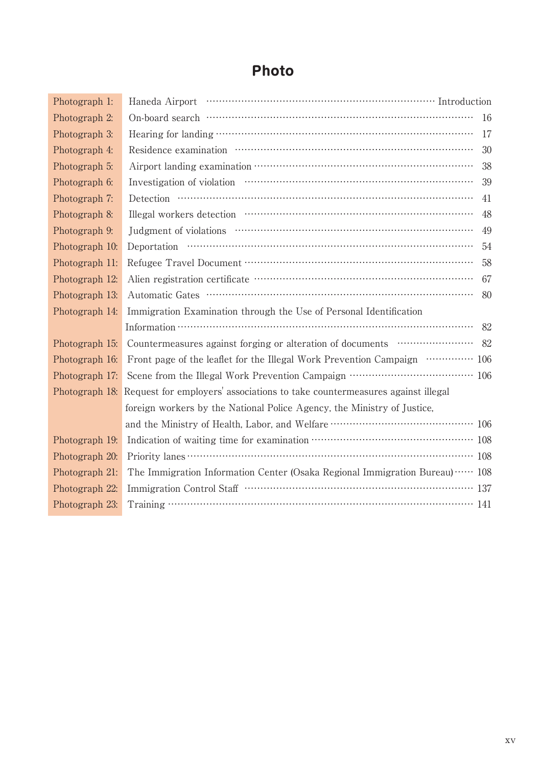# Photo

| | | |
|---|---|---|
| Photograph 1: | Haneda Airport | Introduction |
| Photograph 2: | On-board search | 16 |
| Photograph 3: | Hearing for landing | 17 |
| Photograph 4: | Residence examination | 30 |
| Photograph 5: | Airport landing examination | 38 |
| Photograph 6: | Investigation of violation | 39 |
| Photograph 7: | Detection | 41 |
| Photograph 8: | Illegal workers detection | 48 |
| Photograph 9: | Judgment of violations | 49 |
| Photograph 10: | Deportation | 54 |
| Photograph 11: | Refugee Travel Document | 58 |
| Photograph 12: | Alien registration certificate | 67 |
| Photograph 13: | Automatic Gates | 80 |
| Photograph 14: | Immigration Examination through the Use of Personal Identification Information | 82 |
| Photograph 15: | Countermeasures against forging or alteration of documents | 82 |
| Photograph 16: | Front page of the leaflet for the Illegal Work Prevention Campaign | 106 |
| Photograph 17: | Scene from the Illegal Work Prevention Campaign | 106 |
| Photograph 18: | Request for employers' associations to take countermeasures against illegal foreign workers by the National Police Agency, the Ministry of Justice, and the Ministry of Health, Labor, and Welfare | 106 |
| Photograph 19: | Indication of waiting time for examination | 108 |
| Photograph 20: | Priority lanes | 108 |
| Photograph 21: | The Immigration Information Center (Osaka Regional Immigration Bureau) | 108 |
| Photograph 22: | Immigration Control Staff | 137 |
| Photograph 23: | Training | 141 |